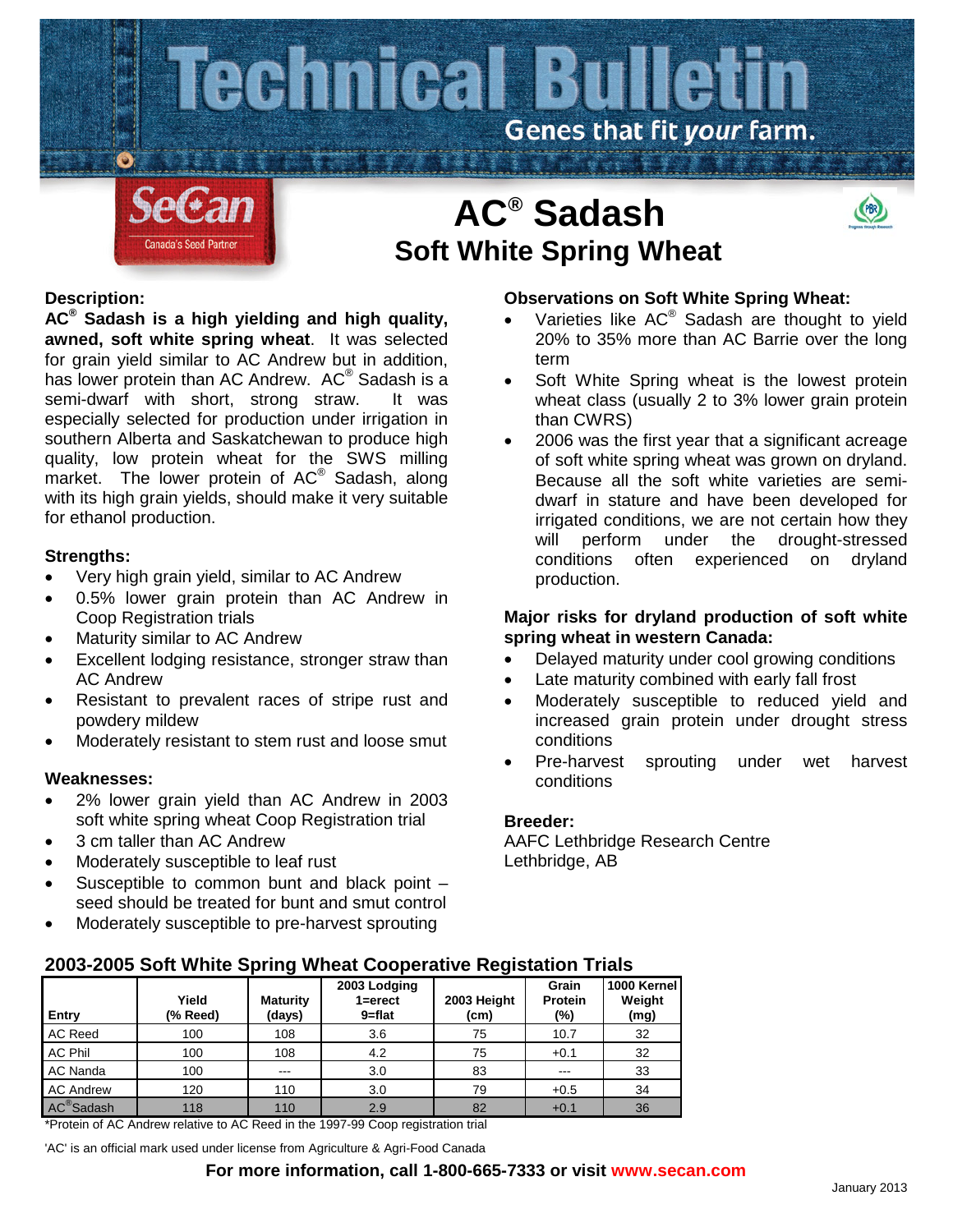# Technical Bulletin

Genes that fit *your* farm.

SeCan — Canada's Seed Partner

# AC® Sadash

## Soft White Spring Wheat

### Description:

**AC® Sadash is a high yielding and high quality, awned, soft white spring wheat**. It was selected for grain yield similar to AC Andrew but in addition, has lower protein than AC Andrew. AC® Sadash is a semi-dwarf with short, strong straw. It was especially selected for production under irrigation in southern Alberta and Saskatchewan to produce high quality, low protein wheat for the SWS milling market. The lower protein of AC® Sadash, along with its high grain yields, should make it very suitable for ethanol production.

### Strengths:

- Very high grain yield, similar to AC Andrew
- 0.5% lower grain protein than AC Andrew in Coop Registration trials
- Maturity similar to AC Andrew
- Excellent lodging resistance, stronger straw than AC Andrew
- Resistant to prevalent races of stripe rust and powdery mildew
- Moderately resistant to stem rust and loose smut

### Weaknesses:

- 2% lower grain yield than AC Andrew in 2003 soft white spring wheat Coop Registration trial
- 3 cm taller than AC Andrew
- Moderately susceptible to leaf rust
- Susceptible to common bunt and black point – seed should be treated for bunt and smut control
- Moderately susceptible to pre-harvest sprouting

### Observations on Soft White Spring Wheat:

- Varieties like AC® Sadash are thought to yield 20% to 35% more than AC Barrie over the long term
- Soft White Spring wheat is the lowest protein wheat class (usually 2 to 3% lower grain protein than CWRS)
- 2006 was the first year that a significant acreage of soft white spring wheat was grown on dryland. Because all the soft white varieties are semi-dwarf in stature and have been developed for irrigated conditions, we are not certain how they will perform under the drought-stressed conditions often experienced on dryland production.

### Major risks for dryland production of soft white spring wheat in western Canada:

- Delayed maturity under cool growing conditions
- Late maturity combined with early fall frost
- Moderately susceptible to reduced yield and increased grain protein under drought stress conditions
- Pre-harvest sprouting under wet harvest conditions

### Breeder:

AAFC Lethbridge Research Centre
Lethbridge, AB

### 2003-2005 Soft White Spring Wheat Cooperative Registation Trials

| Entry | Yield (% Reed) | Maturity (days) | 2003 Lodging 1=erect 9=flat | 2003 Height (cm) | Grain Protein (%) | 1000 Kernel Weight (mg) |
|---|---|---|---|---|---|---|
| AC Reed | 100 | 108 | 3.6 | 75 | 10.7 | 32 |
| AC Phil | 100 | 108 | 4.2 | 75 | +0.1 | 32 |
| AC Nanda | 100 | --- | 3.0 | 83 | --- | 33 |
| AC Andrew | 120 | 110 | 3.0 | 79 | +0.5 | 34 |
| AC® Sadash | 118 | 110 | 2.9 | 82 | +0.1 | 36 |

*Protein of AC Andrew relative to AC Reed in the 1997-99 Coop registration trial

'AC' is an official mark used under license from Agriculture & Agri-Food Canada

**For more information, call 1-800-665-7333 or visit www.secan.com**

January 2013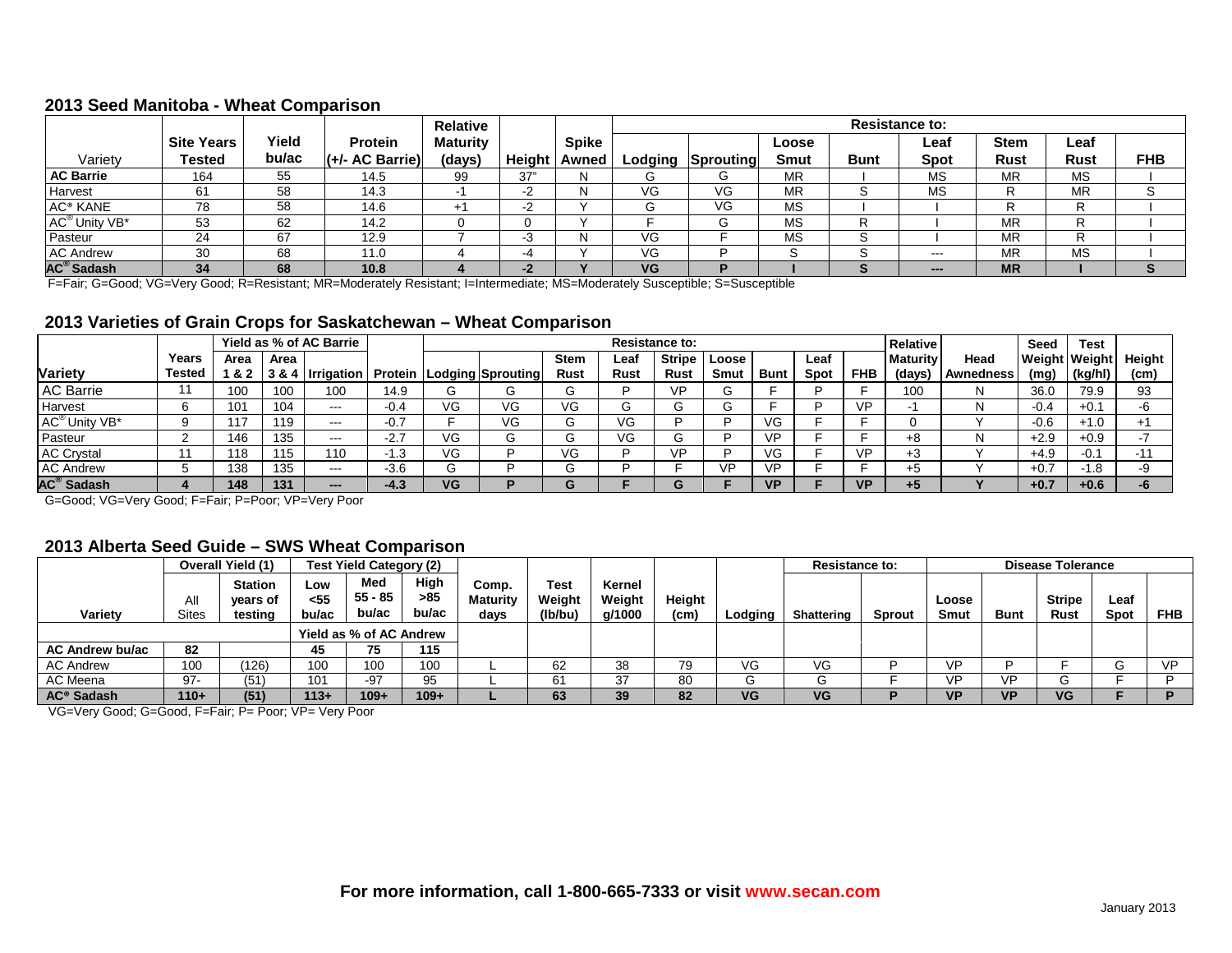## 2013 Seed Manitoba - Wheat Comparison

| Variety | Site Years Tested | Yield bu/ac | Protein (+/- AC Barrie) | Relative Maturity (days) | Height | Spike Awned | Resistance to: Lodging | Sprouting | Loose Smut | Bunt | Leaf Spot | Stem Rust | Leaf Rust | FHB |
|---|---|---|---|---|---|---|---|---|---|---|---|---|---|---|
| **AC Barrie** | 164 | 55 | 14.5 | 99 | 37" | N | G | G | MR | I | MS | MR | MS | I |
| Harvest | 61 | 58 | 14.3 | -1 | -2 | N | VG | VG | MR | S | MS | R | MR | S |
| AC® KANE | 78 | 58 | 14.6 | +1 | -2 | Y | G | VG | MS | I | I | R | R | I |
| AC® Unity VB* | 53 | 62 | 14.2 | 0 | 0 | Y | F | G | MS | R | I | MR | R | I |
| Pasteur | 24 | 67 | 12.9 | 7 | -3 | N | VG | F | MS | S | I | MR | R | I |
| AC Andrew | 30 | 68 | 11.0 | 4 | -4 | Y | VG | P | S | S | --- | MR | MS | I |
| **AC® Sadash** | **34** | **68** | **10.8** | **4** | **-2** | **Y** | **VG** | **P** | **I** | **S** | **---** | **MR** | **I** | **S** |

F=Fair; G=Good; VG=Very Good; R=Resistant; MR=Moderately Resistant; I=Intermediate; MS=Moderately Susceptible; S=Susceptible

## 2013 Varieties of Grain Crops for Saskatchewan – Wheat Comparison

| Variety | Years Tested | Yield as % of AC Barrie: Area 1 & 2 | Area 3 & 4 | Irrigation | Protein | Resistance to: Lodging | Sprouting | Stem Rust | Leaf Rust | Stripe Rust | Loose Smut | Bunt | Leaf Spot | FHB | Relative Maturity (days) | Head Awnedness | Seed Weight (mg) | Test Weight (kg/hl) | Height (cm) |
|---|---|---|---|---|---|---|---|---|---|---|---|---|---|---|---|---|---|---|---|
| AC Barrie | 11 | 100 | 100 | 100 | 14.9 | G | G | G | P | VP | G | F | P | F | 100 | N | 36.0 | 79.9 | 93 |
| Harvest | 6 | 101 | 104 | --- | -0.4 | VG | VG | VG | G | G | G | F | P | VP | -1 | N | -0.4 | +0.1 | -6 |
| AC® Unity VB* | 9 | 117 | 119 | --- | -0.7 | F | VG | G | VG | P | P | VG | F | F | 0 | Y | -0.6 | +1.0 | +1 |
| Pasteur | 2 | 146 | 135 | --- | -2.7 | VG | G | G | VG | G | P | VP | F | F | +8 | N | +2.9 | +0.9 | -7 |
| AC Crystal | 11 | 118 | 115 | 110 | -1.3 | VG | P | VG | P | VP | P | VG | F | VP | +3 | Y | +4.9 | -0.1 | -11 |
| AC Andrew | 5 | 138 | 135 | --- | -3.6 | G | P | G | P | F | VP | VP | F | F | +5 | Y | +0.7 | -1.8 | -9 |
| **AC® Sadash** | **4** | **148** | **131** | **---** | **-4.3** | **VG** | **P** | **G** | **F** | **G** | **F** | **VP** | **F** | **VP** | **+5** | **Y** | **+0.7** | **+0.6** | **-6** |

G=Good; VG=Very Good; F=Fair; P=Poor; VP=Very Poor

## 2013 Alberta Seed Guide – SWS Wheat Comparison

| Variety | Overall Yield (1): All Sites | Station years of testing | Test Yield Category (2): Low <55 bu/ac | Med 55 - 85 bu/ac | High >85 bu/ac | Comp. Maturity days | Test Weight (lb/bu) | Kernel Weight g/1000 | Height (cm) | Lodging | Resistance to: Shattering | Sprout | Disease Tolerance: Loose Smut | Bunt | Stripe Rust | Leaf Spot | FHB |
|---|---|---|---|---|---|---|---|---|---|---|---|---|---|---|---|---|---|
| | | | Yield as % of AC Andrew | | | | | | | | | | | | | | |
| **AC Andrew bu/ac** | **82** | | **45** | **75** | **115** | | | | | | | | | | | | |
| AC Andrew | 100 | (126) | 100 | 100 | 100 | L | 62 | 38 | 79 | VG | VG | P | VP | P | F | G | VP |
| AC Meena | 97- | (51) | 101 | -97 | 95 | L | 61 | 37 | 80 | G | G | F | VP | VP | G | F | P |
| **AC® Sadash** | **110+** | **(51)** | **113+** | **109+** | **109+** | **L** | **63** | **39** | **82** | **VG** | **VG** | **P** | **VP** | **VP** | **VG** | **F** | **P** |

VG=Very Good; G=Good, F=Fair; P= Poor; VP= Very Poor

**For more information, call 1-800-665-7333 or visit www.secan.com**

January 2013